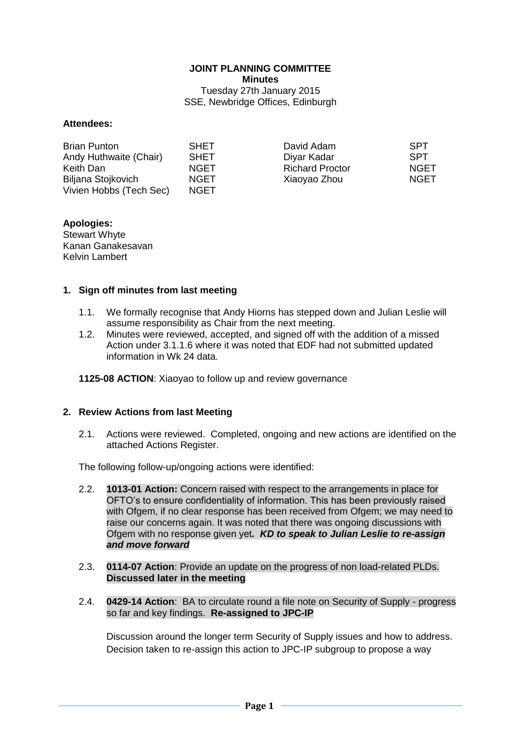**JOINT PLANNING COMMITTEE**
**Minutes**
Tuesday 27th January 2015
SSE, Newbridge Offices, Edinburgh

**Attendees:**

| | | | |
|---|---|---|---|
| Brian Punton | SHET | David Adam | SPT |
| Andy Huthwaite (Chair) | SHET | Diyar Kadar | SPT |
| Keith Dan | NGET | Richard Proctor | NGET |
| Biljana Stojkovich | NGET | Xiaoyao Zhou | NGET |
| Vivien Hobbs (Tech Sec) | NGET | | |

**Apologies:**
Stewart Whyte
Kanan Ganakesavan
Kelvin Lambert

## 1. Sign off minutes from last meeting

1.1. We formally recognise that Andy Hiorns has stepped down and Julian Leslie will assume responsibility as Chair from the next meeting.

1.2. Minutes were reviewed, accepted, and signed off with the addition of a missed Action under 3.1.1.6 where it was noted that EDF had not submitted updated information in Wk 24 data.

**1125-08 ACTION**: Xiaoyao to follow up and review governance

## 2. Review Actions from last Meeting

2.1. Actions were reviewed. Completed, ongoing and new actions are identified on the attached Actions Register.

The following follow-up/ongoing actions were identified:

2.2. **1013-01 Action:** Concern raised with respect to the arrangements in place for OFTO's to ensure confidentiality of information. This has been previously raised with Ofgem, if no clear response has been received from Ofgem; we may need to raise our concerns again. It was noted that there was ongoing discussions with Ofgem with no response given yet***. KD to speak to Julian Leslie to re-assign and move forward***

2.3. **0114-07 Action**: Provide an update on the progress of non load-related PLDs. **Discussed later in the meeting**

2.4. **0429-14 Action**: BA to circulate round a file note on Security of Supply - progress so far and key findings. **Re-assigned to JPC-IP**

Discussion around the longer term Security of Supply issues and how to address. Decision taken to re-assign this action to JPC-IP subgroup to propose a way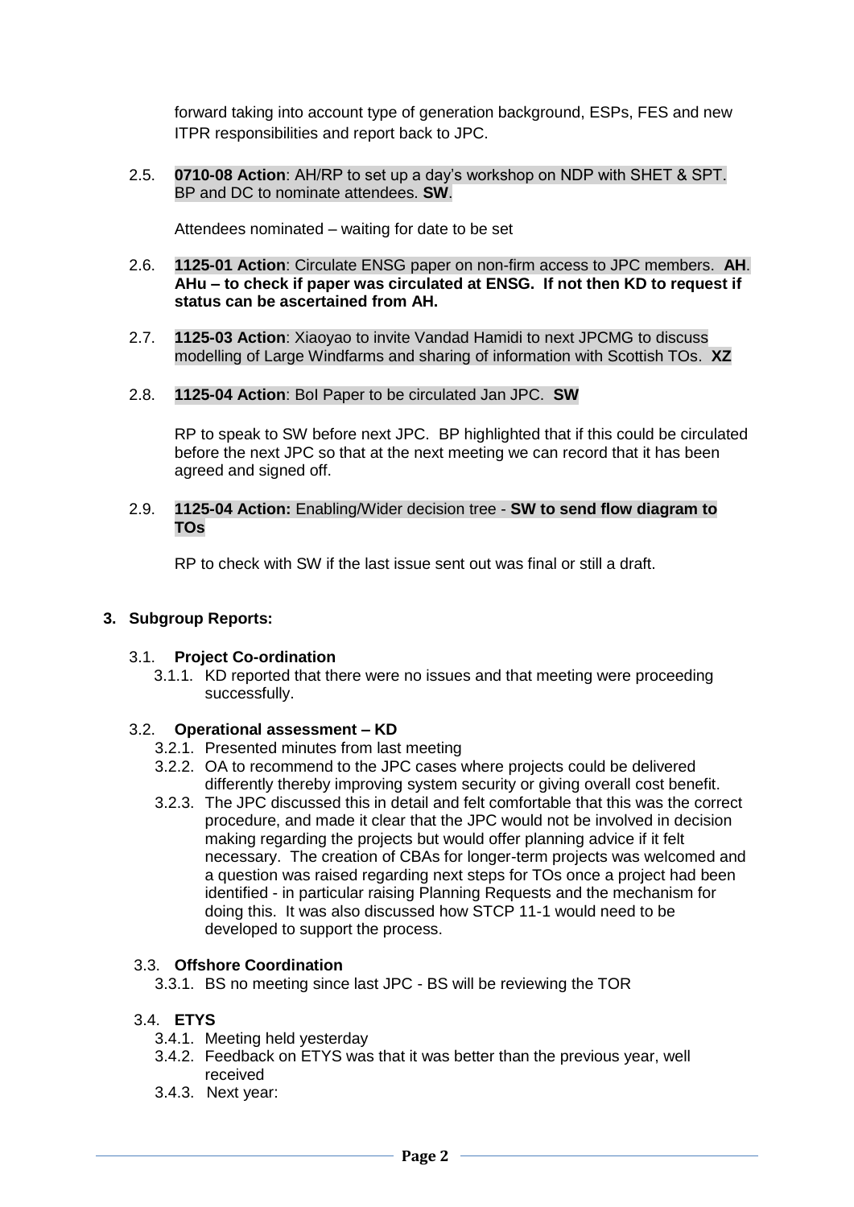forward taking into account type of generation background, ESPs, FES and new ITPR responsibilities and report back to JPC.

2.5. **0710-08 Action**: AH/RP to set up a day's workshop on NDP with SHET & SPT. BP and DC to nominate attendees. **SW**.

Attendees nominated – waiting for date to be set

2.6. **1125-01 Action**: Circulate ENSG paper on non-firm access to JPC members. **AH**. **AHu – to check if paper was circulated at ENSG. If not then KD to request if status can be ascertained from AH.**

2.7. **1125-03 Action**: Xiaoyao to invite Vandad Hamidi to next JPCMG to discuss modelling of Large Windfarms and sharing of information with Scottish TOs. **XZ**

2.8. **1125-04 Action**: BoI Paper to be circulated Jan JPC. **SW**

RP to speak to SW before next JPC. BP highlighted that if this could be circulated before the next JPC so that at the next meeting we can record that it has been agreed and signed off.

2.9. **1125-04 Action:** Enabling/Wider decision tree - **SW to send flow diagram to TOs**

RP to check with SW if the last issue sent out was final or still a draft.

**3. Subgroup Reports:**

3.1. **Project Co-ordination**

3.1.1. KD reported that there were no issues and that meeting were proceeding successfully.

3.2. **Operational assessment – KD**

3.2.1. Presented minutes from last meeting

3.2.2. OA to recommend to the JPC cases where projects could be delivered differently thereby improving system security or giving overall cost benefit.

3.2.3. The JPC discussed this in detail and felt comfortable that this was the correct procedure, and made it clear that the JPC would not be involved in decision making regarding the projects but would offer planning advice if it felt necessary. The creation of CBAs for longer-term projects was welcomed and a question was raised regarding next steps for TOs once a project had been identified - in particular raising Planning Requests and the mechanism for doing this. It was also discussed how STCP 11-1 would need to be developed to support the process.

3.3. **Offshore Coordination**

3.3.1. BS no meeting since last JPC - BS will be reviewing the TOR

3.4. **ETYS**

3.4.1. Meeting held yesterday

3.4.2. Feedback on ETYS was that it was better than the previous year, well received

3.4.3. Next year: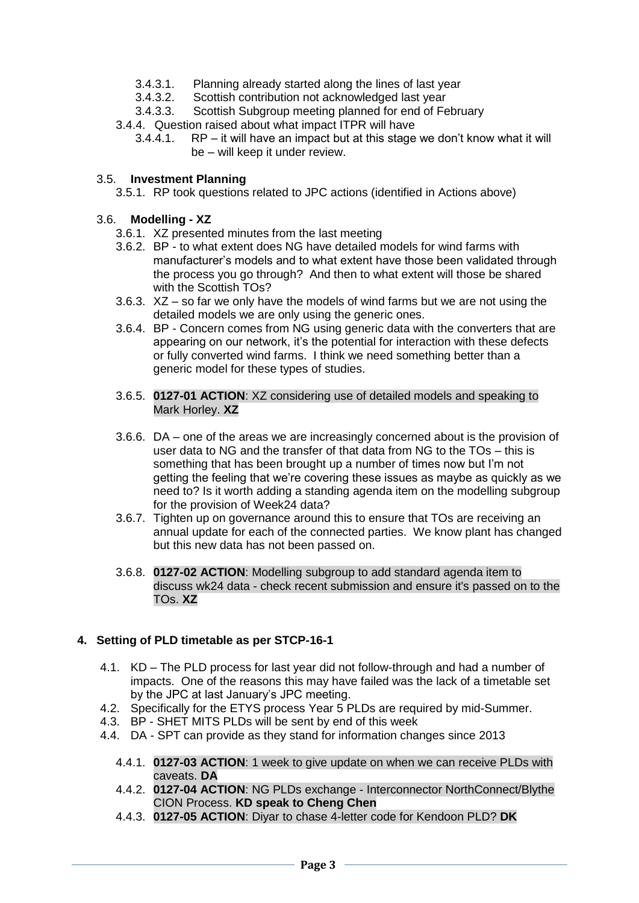- 3.4.3.1. Planning already started along the lines of last year
- 3.4.3.2. Scottish contribution not acknowledged last year
- 3.4.3.3. Scottish Subgroup meeting planned for end of February
- 3.4.4. Question raised about what impact ITPR will have
  - 3.4.4.1. RP – it will have an impact but at this stage we don't know what it will be – will keep it under review.

3.5. **Investment Planning**

3.5.1. RP took questions related to JPC actions (identified in Actions above)

3.6. **Modelling - XZ**

3.6.1. XZ presented minutes from the last meeting

3.6.2. BP - to what extent does NG have detailed models for wind farms with manufacturer's models and to what extent have those been validated through the process you go through? And then to what extent will those be shared with the Scottish TOs?

3.6.3. XZ – so far we only have the models of wind farms but we are not using the detailed models we are only using the generic ones.

3.6.4. BP - Concern comes from NG using generic data with the converters that are appearing on our network, it's the potential for interaction with these defects or fully converted wind farms. I think we need something better than a generic model for these types of studies.

3.6.5. **0127-01 ACTION**: XZ considering use of detailed models and speaking to Mark Horley. **XZ**

3.6.6. DA – one of the areas we are increasingly concerned about is the provision of user data to NG and the transfer of that data from NG to the TOs – this is something that has been brought up a number of times now but I'm not getting the feeling that we're covering these issues as maybe as quickly as we need to? Is it worth adding a standing agenda item on the modelling subgroup for the provision of Week24 data?

3.6.7. Tighten up on governance around this to ensure that TOs are receiving an annual update for each of the connected parties. We know plant has changed but this new data has not been passed on.

3.6.8. **0127-02 ACTION**: Modelling subgroup to add standard agenda item to discuss wk24 data - check recent submission and ensure it's passed on to the TOs. **XZ**

## 4. Setting of PLD timetable as per STCP-16-1

4.1. KD – The PLD process for last year did not follow-through and had a number of impacts. One of the reasons this may have failed was the lack of a timetable set by the JPC at last January's JPC meeting.

4.2. Specifically for the ETYS process Year 5 PLDs are required by mid-Summer.

4.3. BP - SHET MITS PLDs will be sent by end of this week

4.4. DA - SPT can provide as they stand for information changes since 2013

- 4.4.1. **0127-03 ACTION**: 1 week to give update on when we can receive PLDs with caveats. **DA**
- 4.4.2. **0127-04 ACTION**: NG PLDs exchange - Interconnector NorthConnect/Blythe CION Process. **KD speak to Cheng Chen**
- 4.4.3. **0127-05 ACTION**: Diyar to chase 4-letter code for Kendoon PLD? **DK**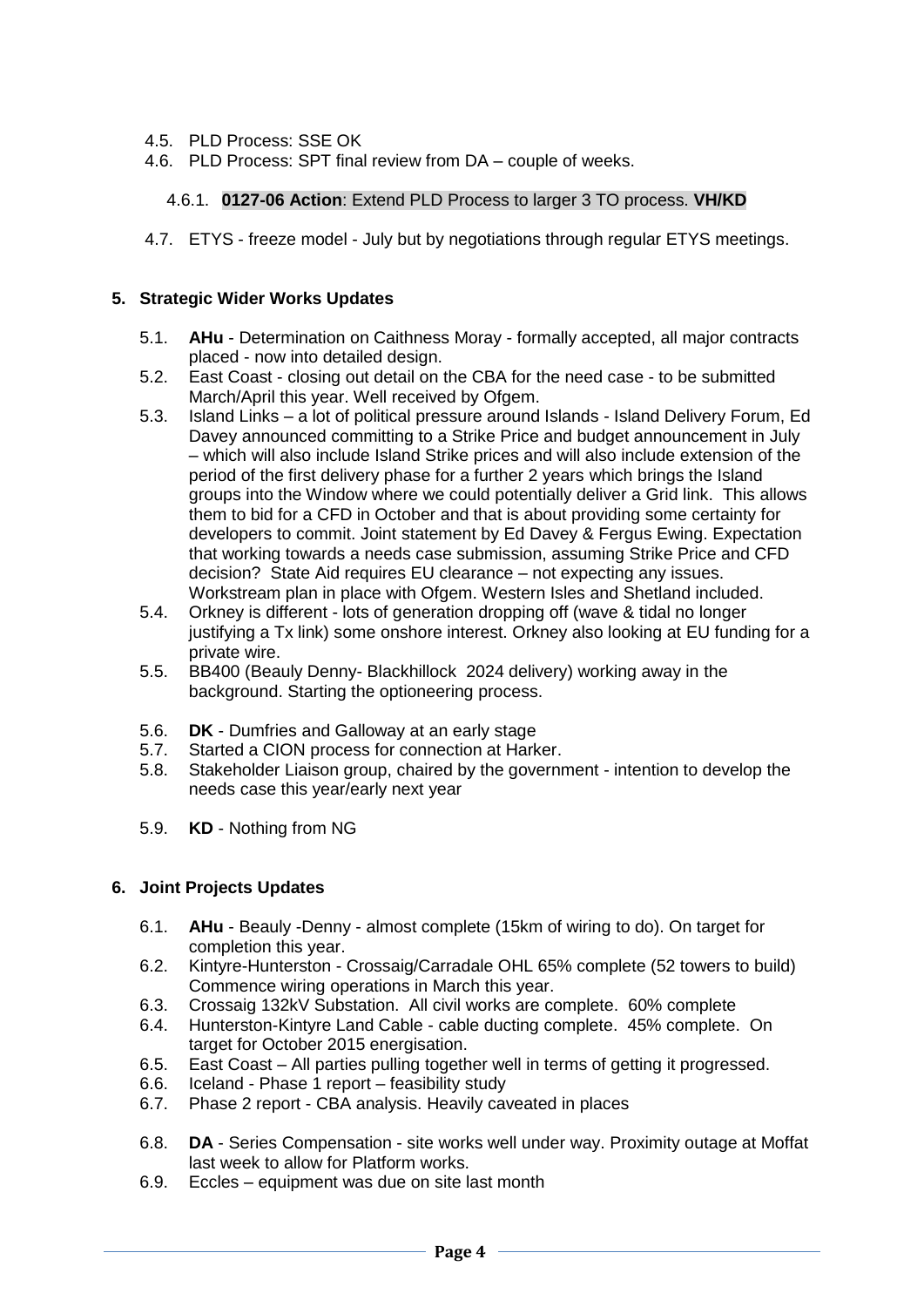4.5. PLD Process: SSE OK

4.6. PLD Process: SPT final review from DA – couple of weeks.

4.6.1. **0127-06 Action**: Extend PLD Process to larger 3 TO process. **VH/KD**

4.7. ETYS - freeze model - July but by negotiations through regular ETYS meetings.

## 5. Strategic Wider Works Updates

5.1. **AHu** - Determination on Caithness Moray - formally accepted, all major contracts placed - now into detailed design.

5.2. East Coast - closing out detail on the CBA for the need case - to be submitted March/April this year. Well received by Ofgem.

5.3. Island Links – a lot of political pressure around Islands - Island Delivery Forum, Ed Davey announced committing to a Strike Price and budget announcement in July – which will also include Island Strike prices and will also include extension of the period of the first delivery phase for a further 2 years which brings the Island groups into the Window where we could potentially deliver a Grid link. This allows them to bid for a CFD in October and that is about providing some certainty for developers to commit. Joint statement by Ed Davey & Fergus Ewing. Expectation that working towards a needs case submission, assuming Strike Price and CFD decision? State Aid requires EU clearance – not expecting any issues. Workstream plan in place with Ofgem. Western Isles and Shetland included.

5.4. Orkney is different - lots of generation dropping off (wave & tidal no longer justifying a Tx link) some onshore interest. Orkney also looking at EU funding for a private wire.

5.5. BB400 (Beauly Denny- Blackhillock 2024 delivery) working away in the background. Starting the optioneering process.

5.6. **DK** - Dumfries and Galloway at an early stage

5.7. Started a CION process for connection at Harker.

5.8. Stakeholder Liaison group, chaired by the government - intention to develop the needs case this year/early next year

5.9. **KD** - Nothing from NG

## 6. Joint Projects Updates

6.1. **AHu** - Beauly -Denny - almost complete (15km of wiring to do). On target for completion this year.

6.2. Kintyre-Hunterston - Crossaig/Carradale OHL 65% complete (52 towers to build) Commence wiring operations in March this year.

6.3. Crossaig 132kV Substation. All civil works are complete. 60% complete

6.4. Hunterston-Kintyre Land Cable - cable ducting complete. 45% complete. On target for October 2015 energisation.

6.5. East Coast – All parties pulling together well in terms of getting it progressed.

6.6. Iceland - Phase 1 report – feasibility study

6.7. Phase 2 report - CBA analysis. Heavily caveated in places

6.8. **DA** - Series Compensation - site works well under way. Proximity outage at Moffat last week to allow for Platform works.

6.9. Eccles – equipment was due on site last month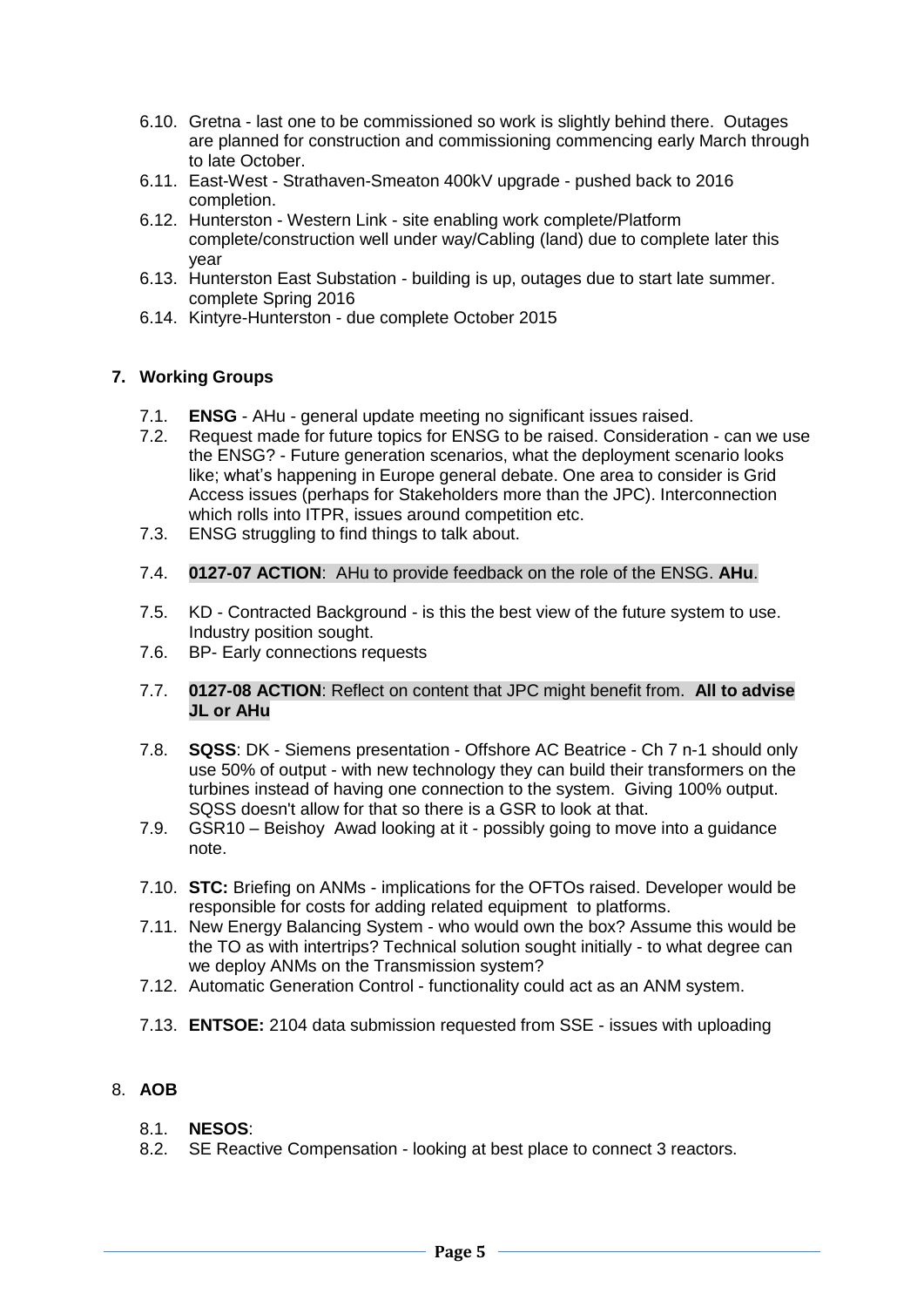6.10. Gretna - last one to be commissioned so work is slightly behind there. Outages are planned for construction and commissioning commencing early March through to late October.

6.11. East-West - Strathaven-Smeaton 400kV upgrade - pushed back to 2016 completion.

6.12. Hunterston - Western Link - site enabling work complete/Platform complete/construction well under way/Cabling (land) due to complete later this year

6.13. Hunterston East Substation - building is up, outages due to start late summer. complete Spring 2016

6.14. Kintyre-Hunterston - due complete October 2015

## 7. Working Groups

7.1. **ENSG** - AHu - general update meeting no significant issues raised.

7.2. Request made for future topics for ENSG to be raised. Consideration - can we use the ENSG? - Future generation scenarios, what the deployment scenario looks like; what's happening in Europe general debate. One area to consider is Grid Access issues (perhaps for Stakeholders more than the JPC). Interconnection which rolls into ITPR, issues around competition etc.

7.3. ENSG struggling to find things to talk about.

7.4. **0127-07 ACTION**: AHu to provide feedback on the role of the ENSG. **AHu**.

7.5. KD - Contracted Background - is this the best view of the future system to use. Industry position sought.

7.6. BP- Early connections requests

7.7. **0127-08 ACTION**: Reflect on content that JPC might benefit from. **All to advise JL or AHu**

7.8. **SQSS**: DK - Siemens presentation - Offshore AC Beatrice - Ch 7 n-1 should only use 50% of output - with new technology they can build their transformers on the turbines instead of having one connection to the system. Giving 100% output. SQSS doesn't allow for that so there is a GSR to look at that.

7.9. GSR10 – Beishoy Awad looking at it - possibly going to move into a guidance note.

7.10. **STC:** Briefing on ANMs - implications for the OFTOs raised. Developer would be responsible for costs for adding related equipment to platforms.

7.11. New Energy Balancing System - who would own the box? Assume this would be the TO as with intertrips? Technical solution sought initially - to what degree can we deploy ANMs on the Transmission system?

7.12. Automatic Generation Control - functionality could act as an ANM system.

7.13. **ENTSOE:** 2104 data submission requested from SSE - issues with uploading

## 8. AOB

8.1. **NESOS**:

8.2. SE Reactive Compensation - looking at best place to connect 3 reactors.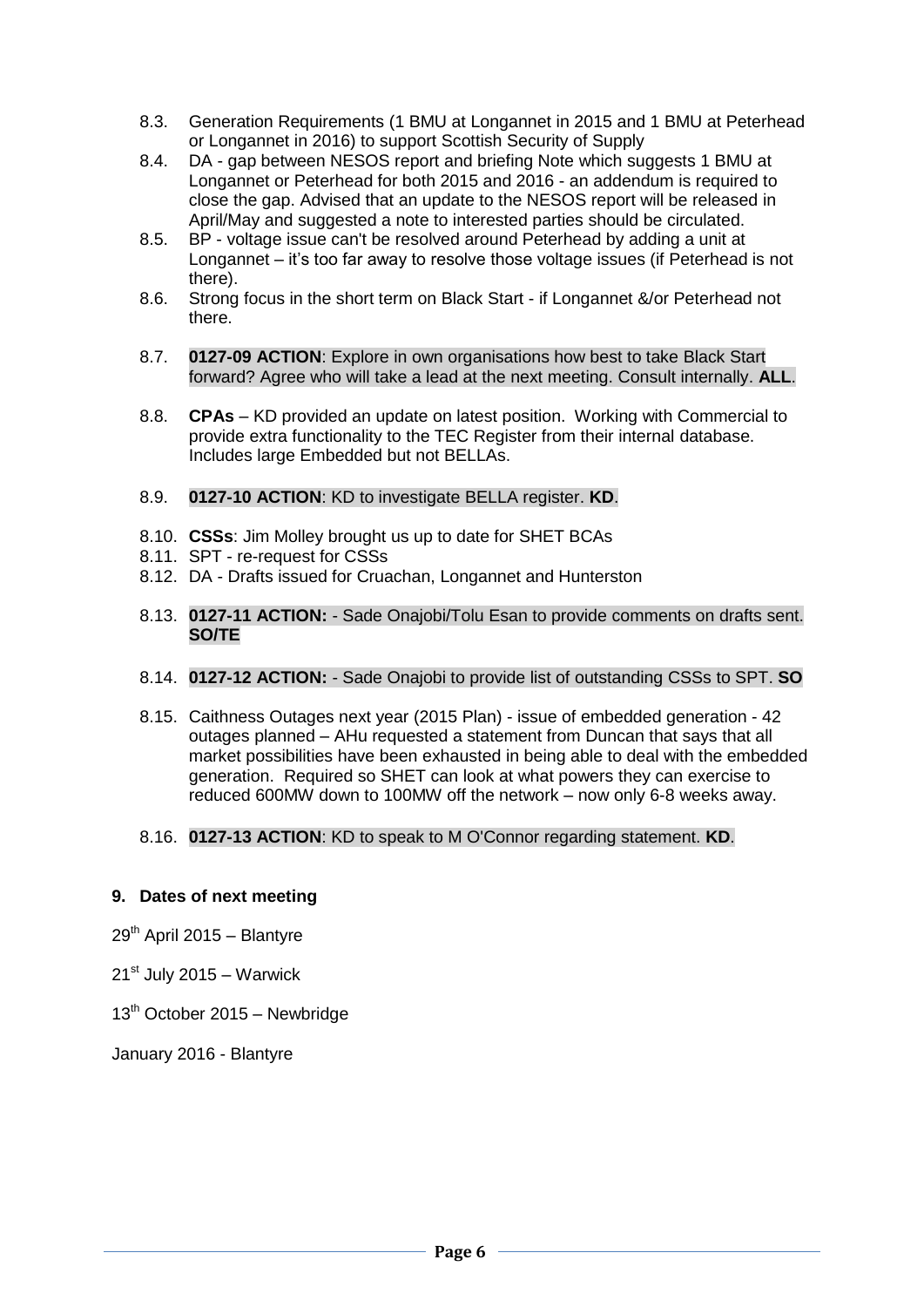8.3. Generation Requirements (1 BMU at Longannet in 2015 and 1 BMU at Peterhead or Longannet in 2016) to support Scottish Security of Supply

8.4. DA - gap between NESOS report and briefing Note which suggests 1 BMU at Longannet or Peterhead for both 2015 and 2016 - an addendum is required to close the gap. Advised that an update to the NESOS report will be released in April/May and suggested a note to interested parties should be circulated.

8.5. BP - voltage issue can't be resolved around Peterhead by adding a unit at Longannet – it's too far away to resolve those voltage issues (if Peterhead is not there).

8.6. Strong focus in the short term on Black Start - if Longannet &/or Peterhead not there.

8.7. **0127-09 ACTION**: Explore in own organisations how best to take Black Start forward? Agree who will take a lead at the next meeting. Consult internally. **ALL**.

8.8. **CPAs** – KD provided an update on latest position. Working with Commercial to provide extra functionality to the TEC Register from their internal database. Includes large Embedded but not BELLAs.

8.9. **0127-10 ACTION**: KD to investigate BELLA register. **KD**.

8.10. **CSSs**: Jim Molley brought us up to date for SHET BCAs

8.11. SPT - re-request for CSSs

8.12. DA - Drafts issued for Cruachan, Longannet and Hunterston

8.13. **0127-11 ACTION:** - Sade Onajobi/Tolu Esan to provide comments on drafts sent. **SO/TE**

8.14. **0127-12 ACTION:** - Sade Onajobi to provide list of outstanding CSSs to SPT. **SO**

8.15. Caithness Outages next year (2015 Plan) - issue of embedded generation - 42 outages planned – AHu requested a statement from Duncan that says that all market possibilities have been exhausted in being able to deal with the embedded generation. Required so SHET can look at what powers they can exercise to reduced 600MW down to 100MW off the network – now only 6-8 weeks away.

8.16. **0127-13 ACTION**: KD to speak to M O'Connor regarding statement. **KD**.

## 9. Dates of next meeting

29th April 2015 – Blantyre

21st July 2015 – Warwick

13th October 2015 – Newbridge

January 2016 - Blantyre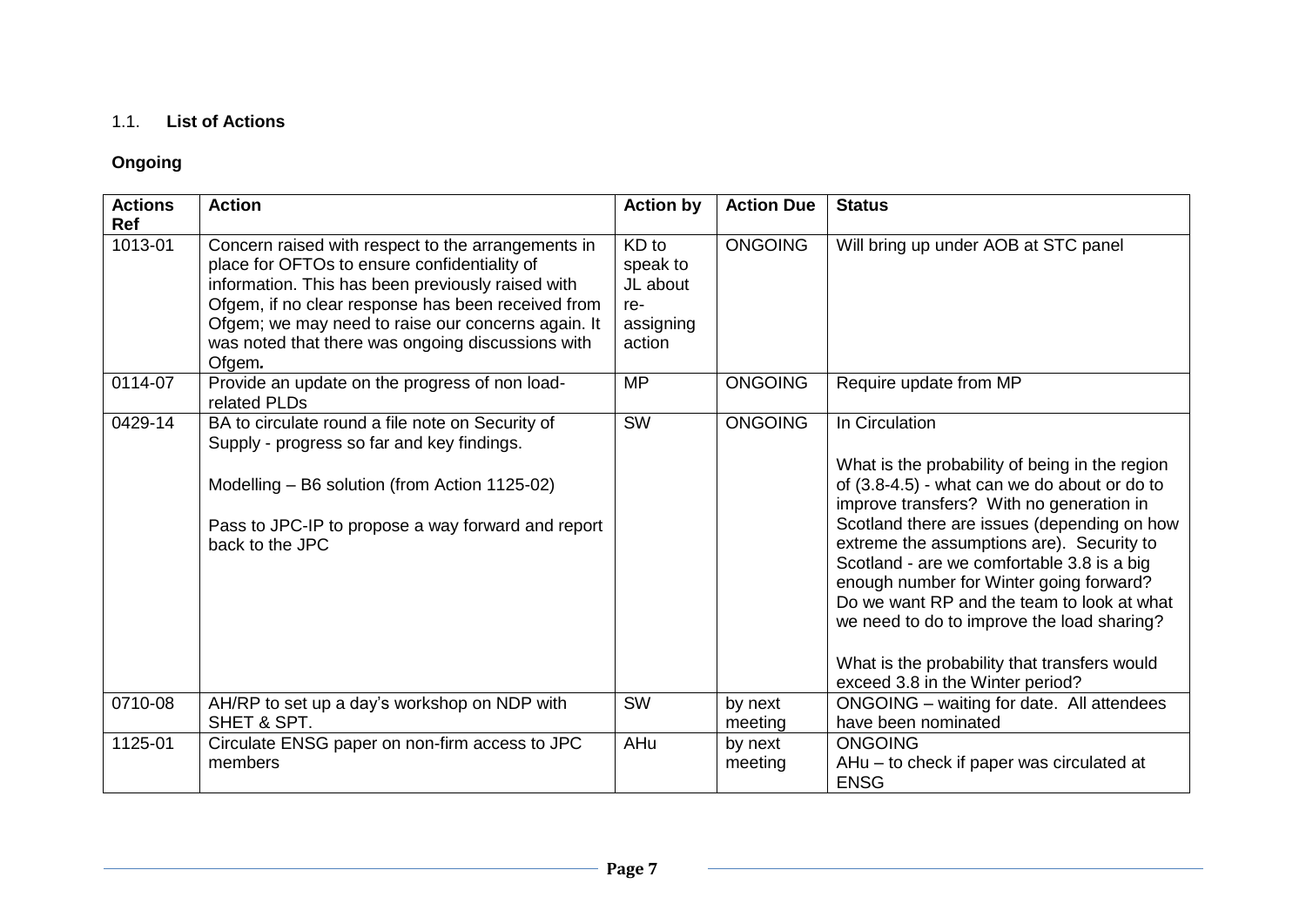### 1.1. **List of Actions**

**Ongoing**

| Actions Ref | Action | Action by | Action Due | Status |
|---|---|---|---|---|
| 1013-01 | Concern raised with respect to the arrangements in place for OFTOs to ensure confidentiality of information. This has been previously raised with Ofgem, if no clear response has been received from Ofgem; we may need to raise our concerns again. It was noted that there was ongoing discussions with Ofgem*.* | KD to speak to JL about re-assigning action | ONGOING | Will bring up under AOB at STC panel |
| 0114-07 | Provide an update on the progress of non load-related PLDs | MP | ONGOING | Require update from MP |
| 0429-14 | BA to circulate round a file note on Security of Supply - progress so far and key findings.<br><br>Modelling – B6 solution (from Action 1125-02)<br><br>Pass to JPC-IP to propose a way forward and report back to the JPC | SW | ONGOING | In Circulation<br><br>What is the probability of being in the region of (3.8-4.5) - what can we do about or do to improve transfers? With no generation in Scotland there are issues (depending on how extreme the assumptions are). Security to Scotland - are we comfortable 3.8 is a big enough number for Winter going forward? Do we want RP and the team to look at what we need to do to improve the load sharing?<br><br>What is the probability that transfers would exceed 3.8 in the Winter period? |
| 0710-08 | AH/RP to set up a day's workshop on NDP with SHET & SPT. | SW | by next meeting | ONGOING – waiting for date. All attendees have been nominated |
| 1125-01 | Circulate ENSG paper on non-firm access to JPC members | AHu | by next meeting | ONGOING<br>AHu – to check if paper was circulated at ENSG |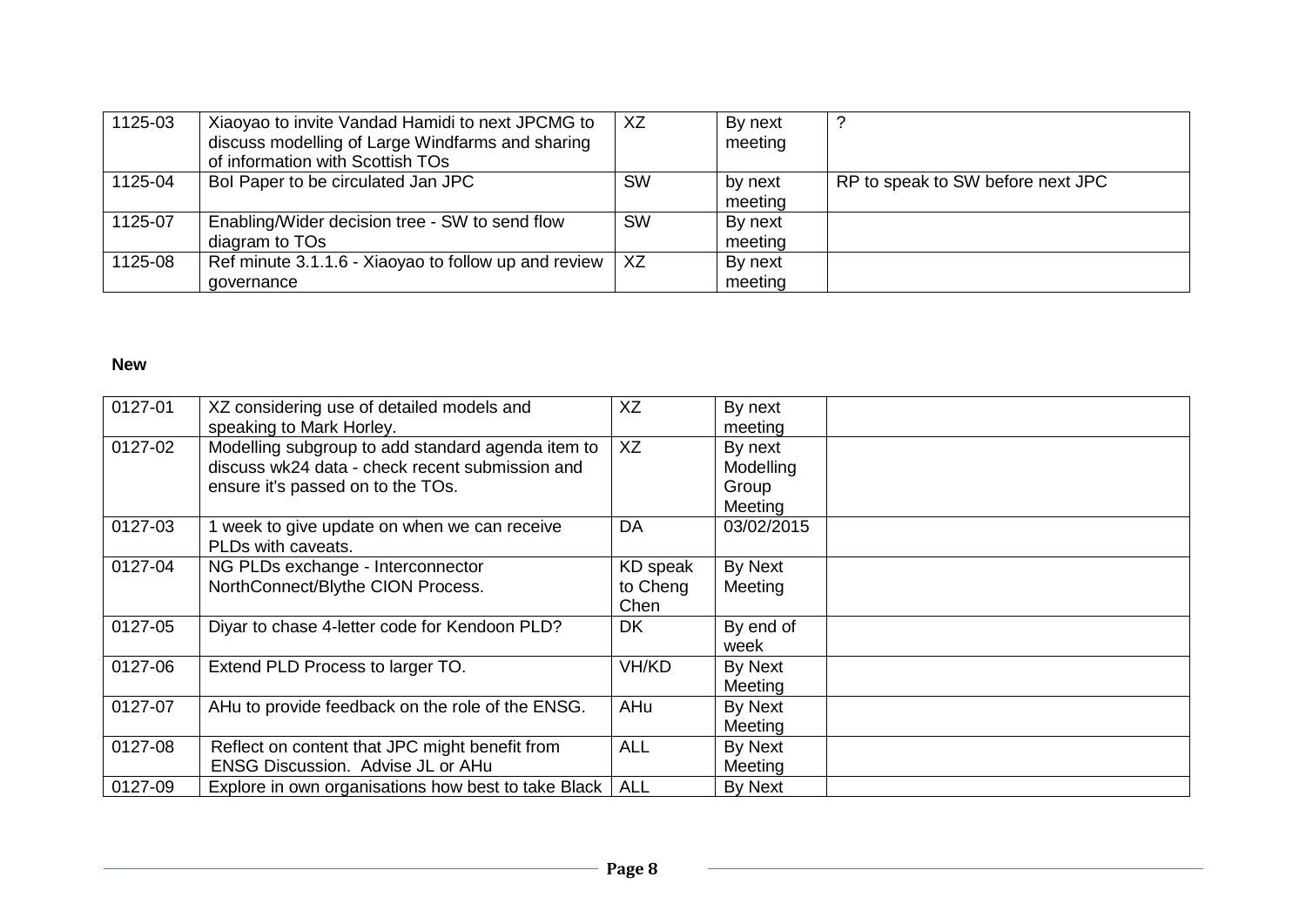| 1125-03 | Xiaoyao to invite Vandad Hamidi to next JPCMG to discuss modelling of Large Windfarms and sharing of information with Scottish TOs | XZ | By next meeting | ? |
|---|---|---|---|---|
| 1125-04 | BoI Paper to be circulated Jan JPC | SW | by next meeting | RP to speak to SW before next JPC |
| 1125-07 | Enabling/Wider decision tree - SW to send flow diagram to TOs | SW | By next meeting | |
| 1125-08 | Ref minute 3.1.1.6 - Xiaoyao to follow up and review governance | XZ | By next meeting | |

**New**

| 0127-01 | XZ considering use of detailed models and speaking to Mark Horley. | XZ | By next meeting | |
|---|---|---|---|---|
| 0127-02 | Modelling subgroup to add standard agenda item to discuss wk24 data - check recent submission and ensure it's passed on to the TOs. | XZ | By next Modelling Group Meeting | |
| 0127-03 | 1 week to give update on when we can receive PLDs with caveats. | DA | 03/02/2015 | |
| 0127-04 | NG PLDs exchange - Interconnector NorthConnect/Blythe CION Process. | KD speak to Cheng Chen | By Next Meeting | |
| 0127-05 | Diyar to chase 4-letter code for Kendoon PLD? | DK | By end of week | |
| 0127-06 | Extend PLD Process to larger TO. | VH/KD | By Next Meeting | |
| 0127-07 | AHu to provide feedback on the role of the ENSG. | AHu | By Next Meeting | |
| 0127-08 | Reflect on content that JPC might benefit from ENSG Discussion. Advise JL or AHu | ALL | By Next Meeting | |
| 0127-09 | Explore in own organisations how best to take Black | ALL | By Next | |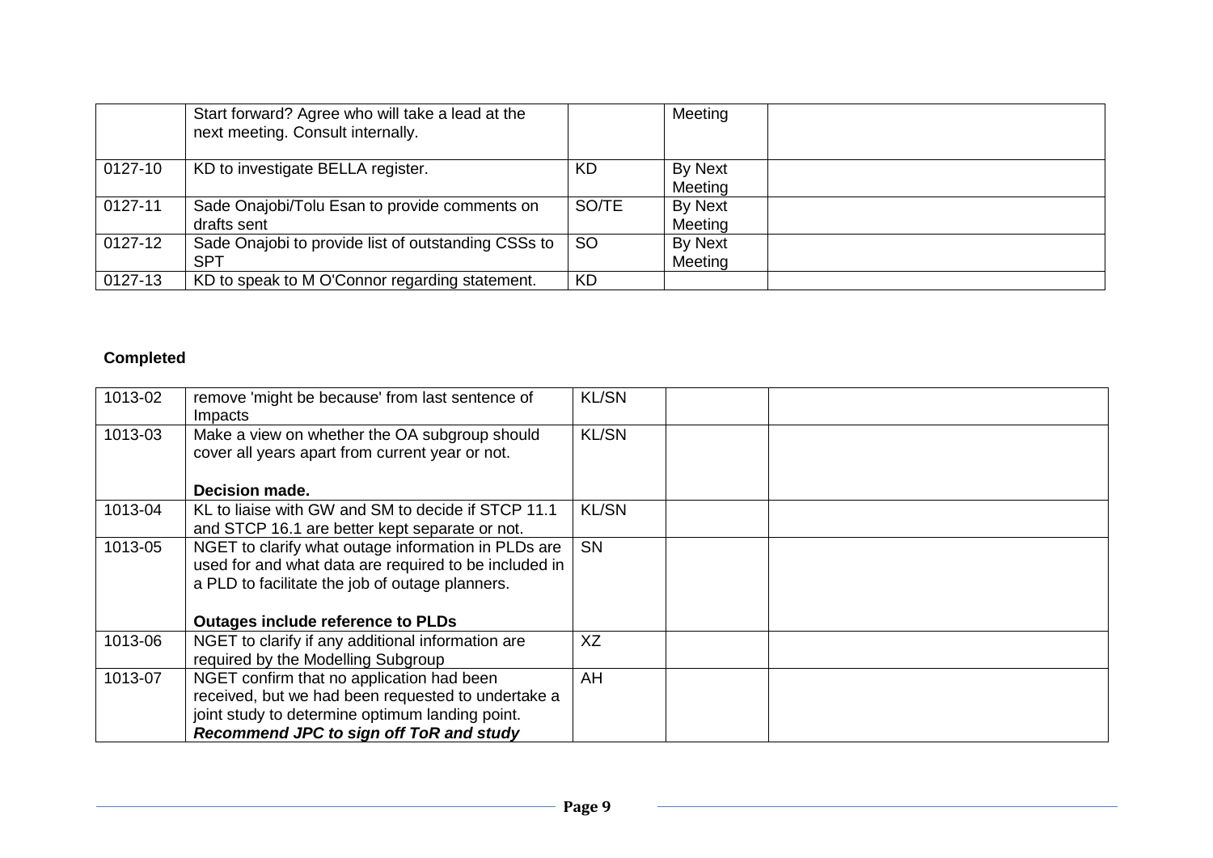| | | | | |
|---|---|---|---|---|
| | Start forward? Agree who will take a lead at the next meeting. Consult internally. | | Meeting | |
| 0127-10 | KD to investigate BELLA register. | KD | By Next Meeting | |
| 0127-11 | Sade Onajobi/Tolu Esan to provide comments on drafts sent | SO/TE | By Next Meeting | |
| 0127-12 | Sade Onajobi to provide list of outstanding CSSs to SPT | SO | By Next Meeting | |
| 0127-13 | KD to speak to M O'Connor regarding statement. | KD | | |

**Completed**

| | | | | |
|---|---|---|---|---|
| 1013-02 | remove 'might be because' from last sentence of Impacts | KL/SN | | |
| 1013-03 | Make a view on whether the OA subgroup should cover all years apart from current year or not.<br><br>**Decision made.** | KL/SN | | |
| 1013-04 | KL to liaise with GW and SM to decide if STCP 11.1 and STCP 16.1 are better kept separate or not. | KL/SN | | |
| 1013-05 | NGET to clarify what outage information in PLDs are used for and what data are required to be included in a PLD to facilitate the job of outage planners.<br><br>**Outages include reference to PLDs** | SN | | |
| 1013-06 | NGET to clarify if any additional information are required by the Modelling Subgroup | XZ | | |
| 1013-07 | NGET confirm that no application had been received, but we had been requested to undertake a joint study to determine optimum landing point.<br>***Recommend JPC to sign off ToR and study*** | AH | | |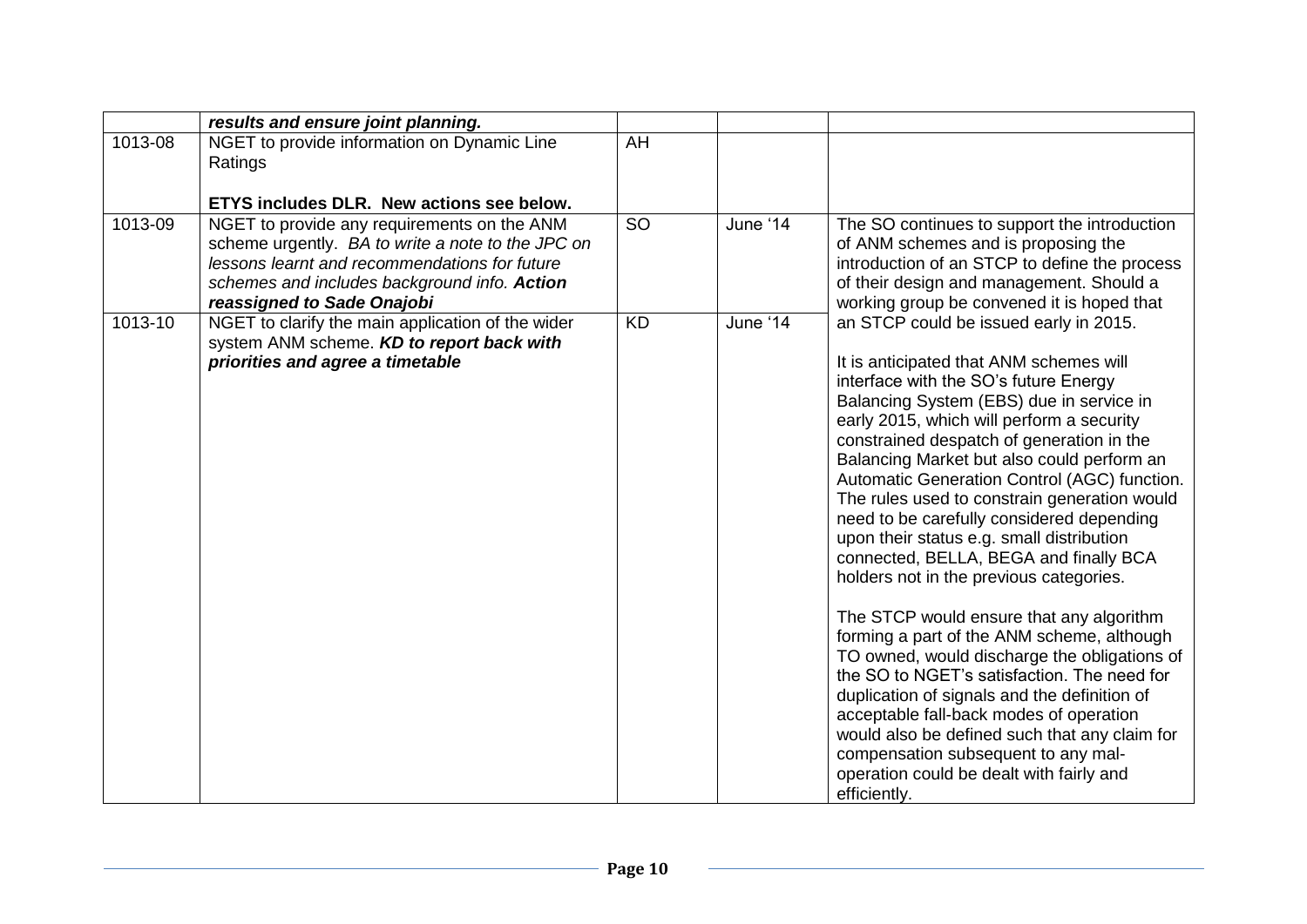| | | | | |
|---|---|---|---|---|
| | ***results and ensure joint planning.*** | | | |
| 1013-08 | NGET to provide information on Dynamic Line Ratings<br><br>**ETYS includes DLR. New actions see below.** | AH | | |
| 1013-09 | NGET to provide any requirements on the ANM scheme urgently. *BA to write a note to the JPC on lessons learnt and recommendations for future schemes and includes background info.* ***Action reassigned to Sade Onajobi*** | SO | June '14 | The SO continues to support the introduction of ANM schemes and is proposing the introduction of an STCP to define the process of their design and management. Should a working group be convened it is hoped that an STCP could be issued early in 2015.<br><br>It is anticipated that ANM schemes will interface with the SO's future Energy Balancing System (EBS) due in service in early 2015, which will perform a security constrained despatch of generation in the Balancing Market but also could perform an Automatic Generation Control (AGC) function. The rules used to constrain generation would need to be carefully considered depending upon their status e.g. small distribution connected, BELLA, BEGA and finally BCA holders not in the previous categories.<br><br>The STCP would ensure that any algorithm forming a part of the ANM scheme, although TO owned, would discharge the obligations of the SO to NGET's satisfaction. The need for duplication of signals and the definition of acceptable fall-back modes of operation would also be defined such that any claim for compensation subsequent to any mal-operation could be dealt with fairly and efficiently. |
| 1013-10 | NGET to clarify the main application of the wider system ANM scheme. ***KD to report back with priorities and agree a timetable*** | KD | June '14 | |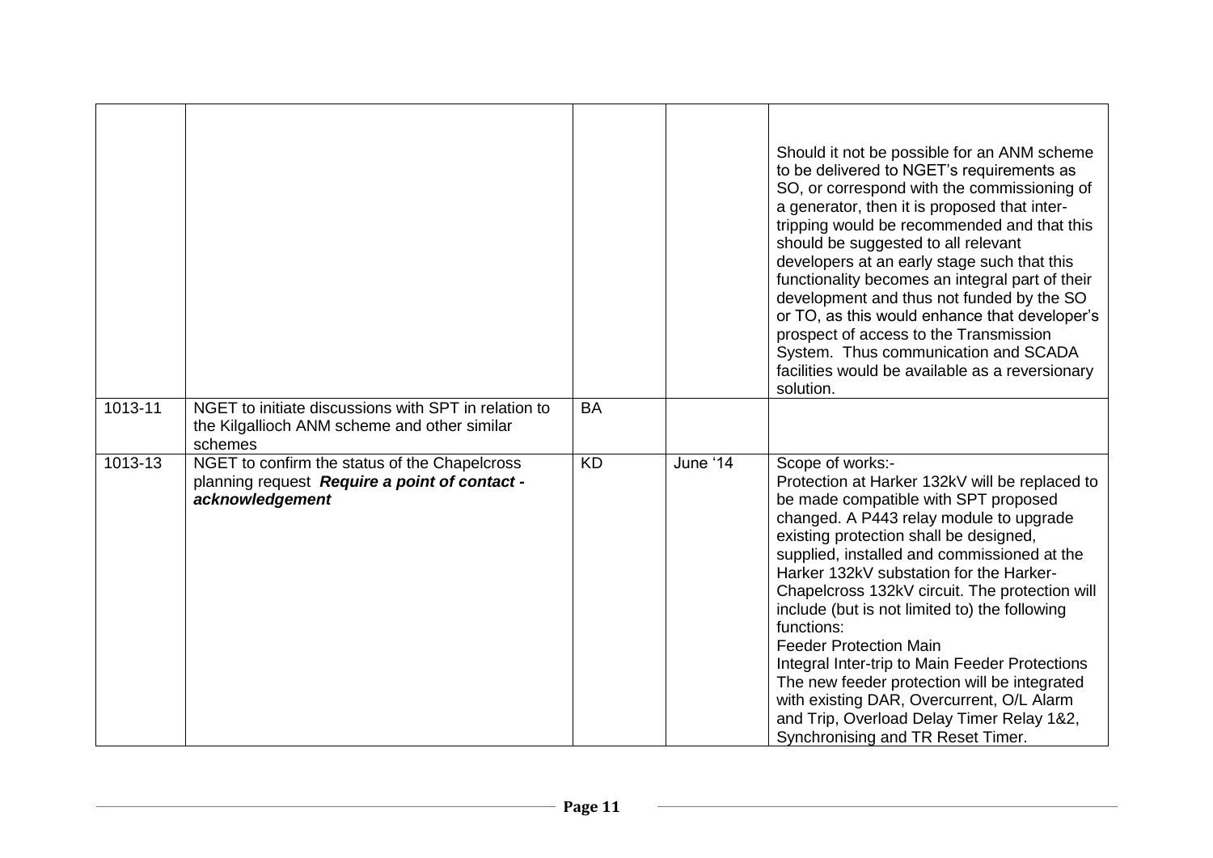| | | | | |
|---|---|---|---|---|
| | | | | Should it not be possible for an ANM scheme to be delivered to NGET's requirements as SO, or correspond with the commissioning of a generator, then it is proposed that inter-tripping would be recommended and that this should be suggested to all relevant developers at an early stage such that this functionality becomes an integral part of their development and thus not funded by the SO or TO, as this would enhance that developer's prospect of access to the Transmission System. Thus communication and SCADA facilities would be available as a reversionary solution. |
| 1013-11 | NGET to initiate discussions with SPT in relation to the Kilgallioch ANM scheme and other similar schemes | BA | | |
| 1013-13 | NGET to confirm the status of the Chapelcross planning request ***Require a point of contact - acknowledgement*** | KD | June '14 | Scope of works:-<br>Protection at Harker 132kV will be replaced to be made compatible with SPT proposed changed. A P443 relay module to upgrade existing protection shall be designed, supplied, installed and commissioned at the Harker 132kV substation for the Harker-Chapelcross 132kV circuit. The protection will include (but is not limited to) the following functions:<br>Feeder Protection Main<br>Integral Inter-trip to Main Feeder Protections<br>The new feeder protection will be integrated with existing DAR, Overcurrent, O/L Alarm and Trip, Overload Delay Timer Relay 1&2, Synchronising and TR Reset Timer. |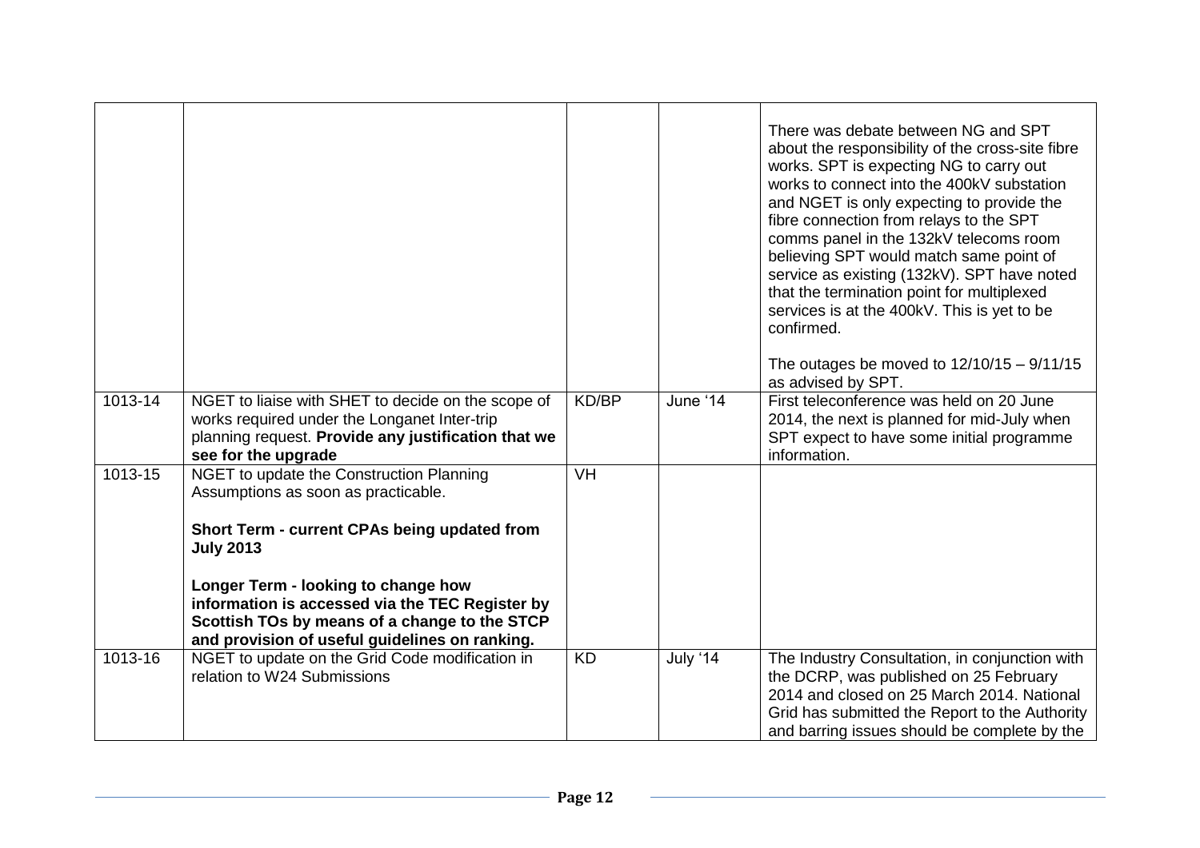| | | | | |
|---|---|---|---|---|
| | | | | There was debate between NG and SPT about the responsibility of the cross-site fibre works. SPT is expecting NG to carry out works to connect into the 400kV substation and NGET is only expecting to provide the fibre connection from relays to the SPT comms panel in the 132kV telecoms room believing SPT would match same point of service as existing (132kV). SPT have noted that the termination point for multiplexed services is at the 400kV. This is yet to be confirmed.<br><br>The outages be moved to 12/10/15 – 9/11/15 as advised by SPT. |
| 1013-14 | NGET to liaise with SHET to decide on the scope of works required under the Longanet Inter-trip planning request. **Provide any justification that we see for the upgrade** | KD/BP | June '14 | First teleconference was held on 20 June 2014, the next is planned for mid-July when SPT expect to have some initial programme information. |
| 1013-15 | NGET to update the Construction Planning Assumptions as soon as practicable.<br><br>**Short Term - current CPAs being updated from July 2013**<br><br>**Longer Term - looking to change how information is accessed via the TEC Register by Scottish TOs by means of a change to the STCP and provision of useful guidelines on ranking.** | VH | | |
| 1013-16 | NGET to update on the Grid Code modification in relation to W24 Submissions | KD | July '14 | The Industry Consultation, in conjunction with the DCRP, was published on 25 February 2014 and closed on 25 March 2014. National Grid has submitted the Report to the Authority and barring issues should be complete by the |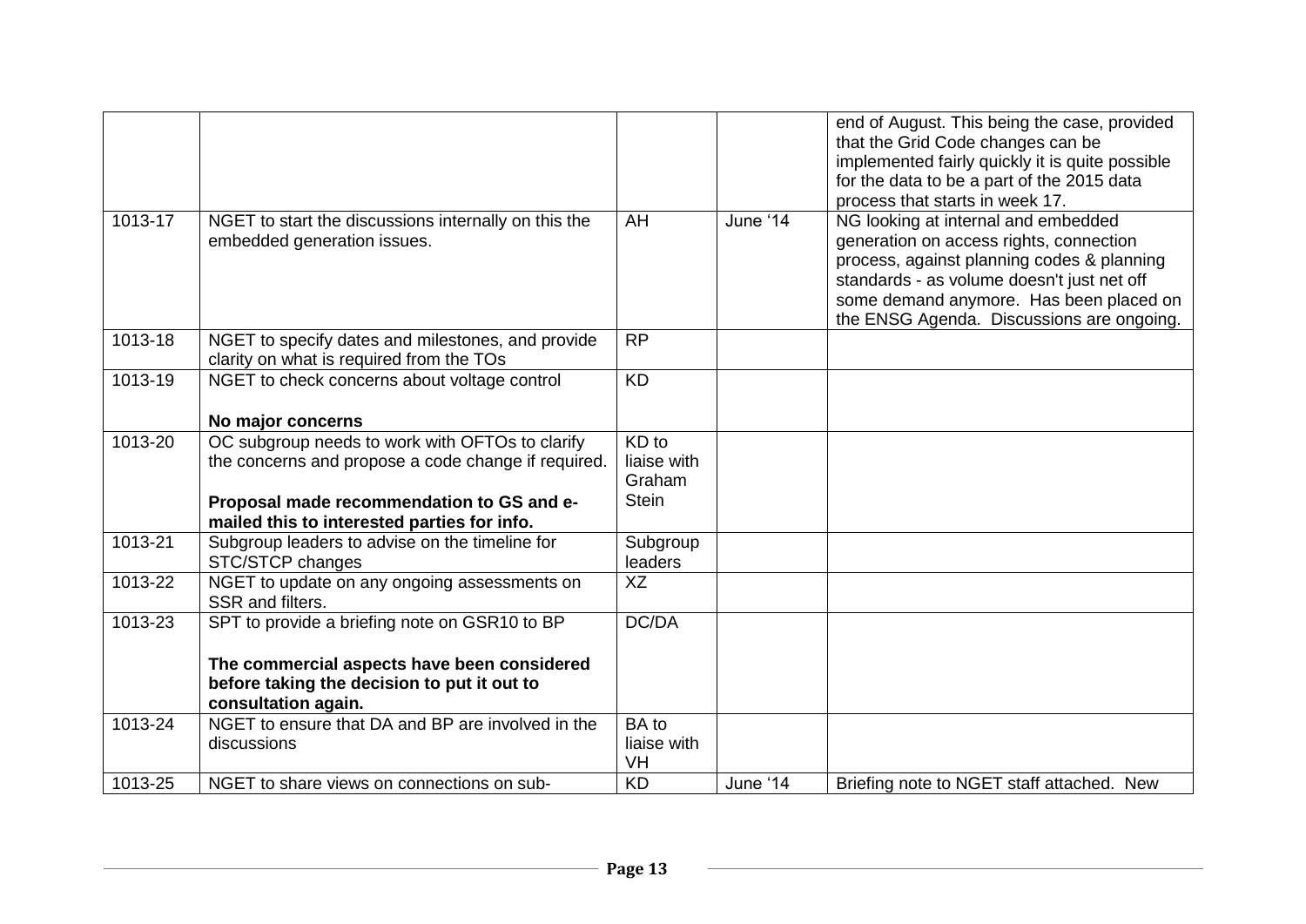| | | | | |
|---|---|---|---|---|
| | | | | end of August. This being the case, provided that the Grid Code changes can be implemented fairly quickly it is quite possible for the data to be a part of the 2015 data process that starts in week 17. |
| 1013-17 | NGET to start the discussions internally on this the embedded generation issues. | AH | June '14 | NG looking at internal and embedded generation on access rights, connection process, against planning codes & planning standards - as volume doesn't just net off some demand anymore. Has been placed on the ENSG Agenda. Discussions are ongoing. |
| 1013-18 | NGET to specify dates and milestones, and provide clarity on what is required from the TOs | RP | | |
| 1013-19 | NGET to check concerns about voltage control<br><br>**No major concerns** | KD | | |
| 1013-20 | OC subgroup needs to work with OFTOs to clarify the concerns and propose a code change if required.<br><br>**Proposal made recommendation to GS and e-mailed this to interested parties for info.** | KD to liaise with Graham Stein | | |
| 1013-21 | Subgroup leaders to advise on the timeline for STC/STCP changes | Subgroup leaders | | |
| 1013-22 | NGET to update on any ongoing assessments on SSR and filters. | XZ | | |
| 1013-23 | SPT to provide a briefing note on GSR10 to BP<br><br>**The commercial aspects have been considered before taking the decision to put it out to consultation again.** | DC/DA | | |
| 1013-24 | NGET to ensure that DA and BP are involved in the discussions | BA to liaise with VH | | |
| 1013-25 | NGET to share views on connections on sub- | KD | June '14 | Briefing note to NGET staff attached. New |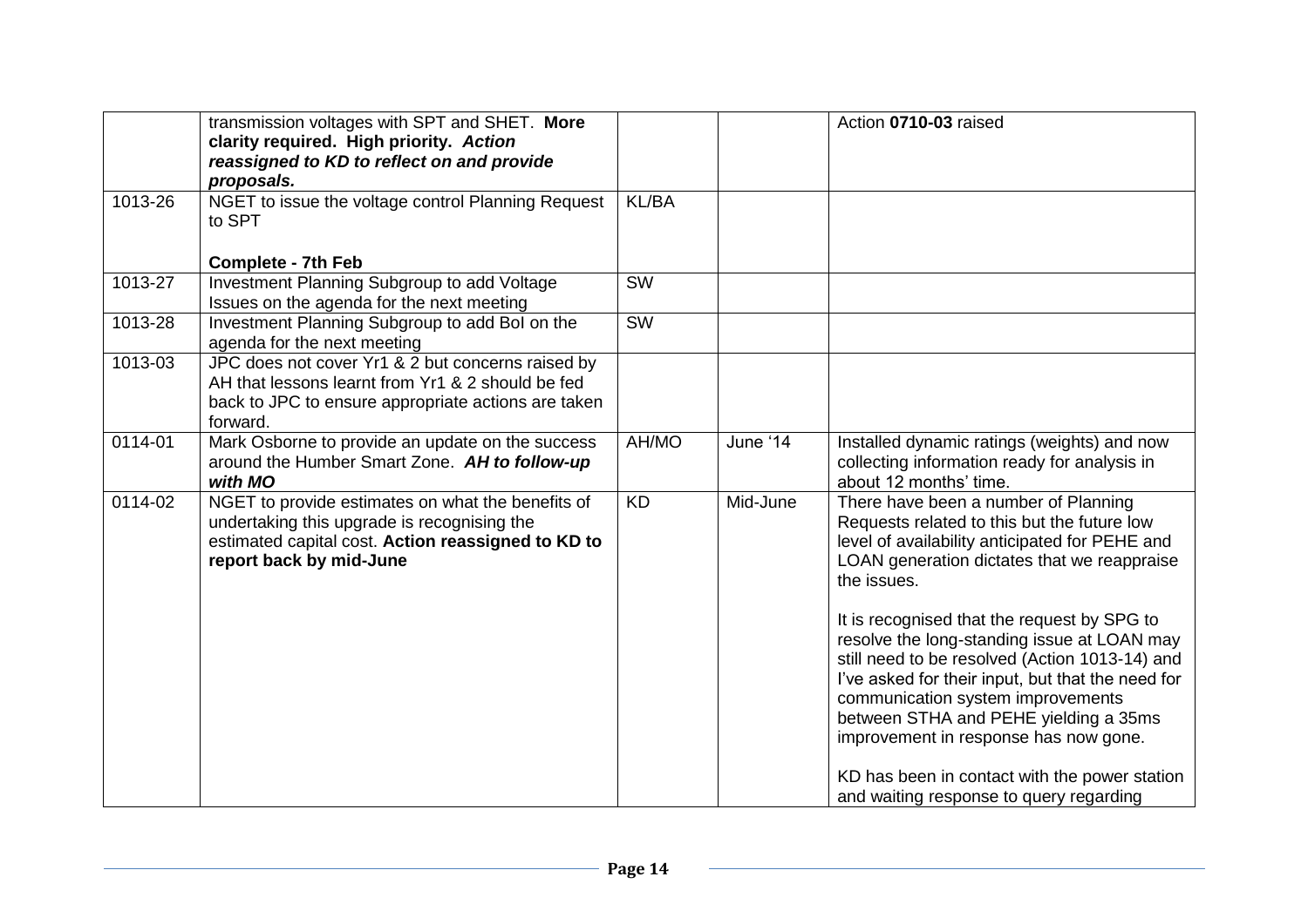|  |  |  |  |  |
|---|---|---|---|---|
|  | transmission voltages with SPT and SHET. **More clarity required. High priority.** ***Action reassigned to KD to reflect on and provide proposals.*** |  |  | Action **0710-03** raised |
| 1013-26 | NGET to issue the voltage control Planning Request to SPT<br><br>**Complete - 7th Feb** | KL/BA |  |  |
| 1013-27 | Investment Planning Subgroup to add Voltage Issues on the agenda for the next meeting | SW |  |  |
| 1013-28 | Investment Planning Subgroup to add BoI on the agenda for the next meeting | SW |  |  |
| 1013-03 | JPC does not cover Yr1 & 2 but concerns raised by AH that lessons learnt from Yr1 & 2 should be fed back to JPC to ensure appropriate actions are taken forward. |  |  |  |
| 0114-01 | Mark Osborne to provide an update on the success around the Humber Smart Zone. ***AH to follow-up with MO*** | AH/MO | June '14 | Installed dynamic ratings (weights) and now collecting information ready for analysis in about 12 months' time. |
| 0114-02 | NGET to provide estimates on what the benefits of undertaking this upgrade is recognising the estimated capital cost. **Action reassigned to KD to report back by mid-June** | KD | Mid-June | There have been a number of Planning Requests related to this but the future low level of availability anticipated for PEHE and LOAN generation dictates that we reappraise the issues.<br><br>It is recognised that the request by SPG to resolve the long-standing issue at LOAN may still need to be resolved (Action 1013-14) and I've asked for their input, but that the need for communication system improvements between STHA and PEHE yielding a 35ms improvement in response has now gone.<br><br>KD has been in contact with the power station and waiting response to query regarding |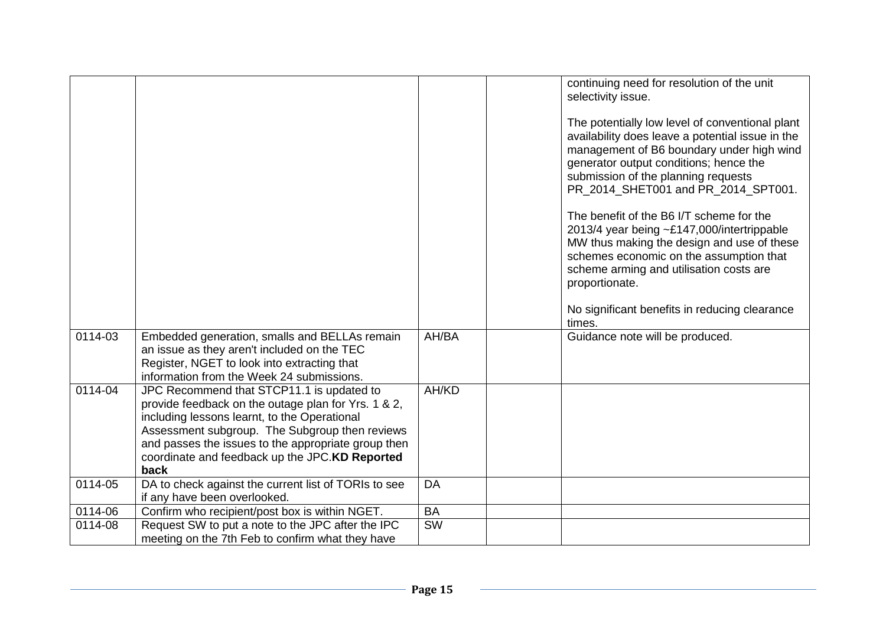| | | | | |
|---|---|---|---|---|
| | | | | continuing need for resolution of the unit selectivity issue.<br><br>The potentially low level of conventional plant availability does leave a potential issue in the management of B6 boundary under high wind generator output conditions; hence the submission of the planning requests PR_2014_SHET001 and PR_2014_SPT001.<br><br>The benefit of the B6 I/T scheme for the 2013/4 year being ~£147,000/intertrippable MW thus making the design and use of these schemes economic on the assumption that scheme arming and utilisation costs are proportionate.<br><br>No significant benefits in reducing clearance times. |
| 0114-03 | Embedded generation, smalls and BELLAs remain an issue as they aren't included on the TEC Register, NGET to look into extracting that information from the Week 24 submissions. | AH/BA | | Guidance note will be produced. |
| 0114-04 | JPC Recommend that STCP11.1 is updated to provide feedback on the outage plan for Yrs. 1 & 2, including lessons learnt, to the Operational Assessment subgroup. The Subgroup then reviews and passes the issues to the appropriate group then coordinate and feedback up the JPC.**KD Reported back** | AH/KD | | |
| 0114-05 | DA to check against the current list of TORIs to see if any have been overlooked. | DA | | |
| 0114-06 | Confirm who recipient/post box is within NGET. | BA | | |
| 0114-08 | Request SW to put a note to the JPC after the IPC meeting on the 7th Feb to confirm what they have | SW | | |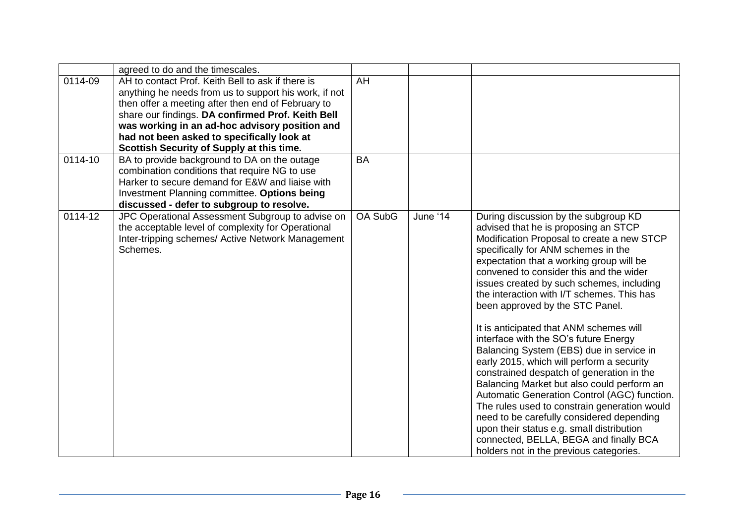| | | | | |
|---|---|---|---|---|
| | agreed to do and the timescales. | | | |
| 0114-09 | AH to contact Prof. Keith Bell to ask if there is anything he needs from us to support his work, if not then offer a meeting after then end of February to share our findings. **DA confirmed Prof. Keith Bell was working in an ad-hoc advisory position and had not been asked to specifically look at Scottish Security of Supply at this time.** | AH | | |
| 0114-10 | BA to provide background to DA on the outage combination conditions that require NG to use Harker to secure demand for E&W and liaise with Investment Planning committee. **Options being discussed - defer to subgroup to resolve.** | BA | | |
| 0114-12 | JPC Operational Assessment Subgroup to advise on the acceptable level of complexity for Operational Inter-tripping schemes/ Active Network Management Schemes. | OA SubG | June '14 | During discussion by the subgroup KD advised that he is proposing an STCP Modification Proposal to create a new STCP specifically for ANM schemes in the expectation that a working group will be convened to consider this and the wider issues created by such schemes, including the interaction with I/T schemes. This has been approved by the STC Panel.<br><br>It is anticipated that ANM schemes will interface with the SO's future Energy Balancing System (EBS) due in service in early 2015, which will perform a security constrained despatch of generation in the Balancing Market but also could perform an Automatic Generation Control (AGC) function. The rules used to constrain generation would need to be carefully considered depending upon their status e.g. small distribution connected, BELLA, BEGA and finally BCA holders not in the previous categories. |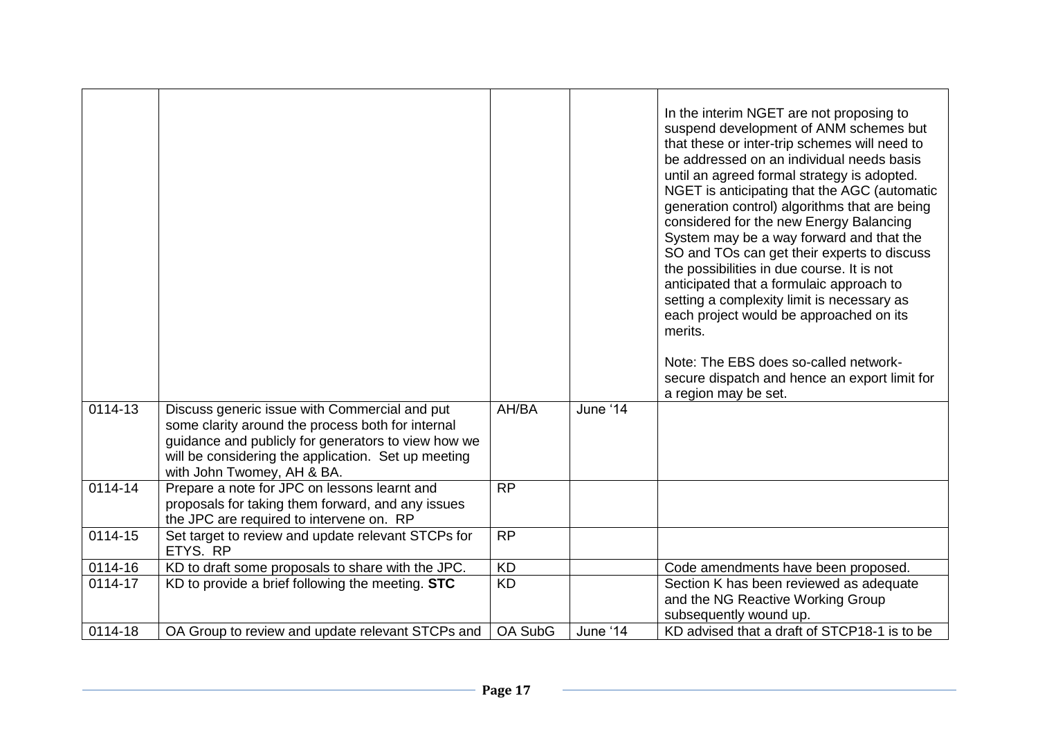| | | | | |
|---|---|---|---|---|
| | | | | In the interim NGET are not proposing to suspend development of ANM schemes but that these or inter-trip schemes will need to be addressed on an individual needs basis until an agreed formal strategy is adopted. NGET is anticipating that the AGC (automatic generation control) algorithms that are being considered for the new Energy Balancing System may be a way forward and that the SO and TOs can get their experts to discuss the possibilities in due course. It is not anticipated that a formulaic approach to setting a complexity limit is necessary as each project would be approached on its merits.<br><br>Note: The EBS does so-called network-secure dispatch and hence an export limit for a region may be set. |
| 0114-13 | Discuss generic issue with Commercial and put some clarity around the process both for internal guidance and publicly for generators to view how we will be considering the application. Set up meeting with John Twomey, AH & BA. | AH/BA | June '14 | |
| 0114-14 | Prepare a note for JPC on lessons learnt and proposals for taking them forward, and any issues the JPC are required to intervene on. RP | RP | | |
| 0114-15 | Set target to review and update relevant STCPs for ETYS. RP | RP | | |
| 0114-16 | KD to draft some proposals to share with the JPC. | KD | | Code amendments have been proposed. |
| 0114-17 | KD to provide a brief following the meeting. **STC** | KD | | Section K has been reviewed as adequate and the NG Reactive Working Group subsequently wound up. |
| 0114-18 | OA Group to review and update relevant STCPs and | OA SubG | June '14 | KD advised that a draft of STCP18-1 is to be |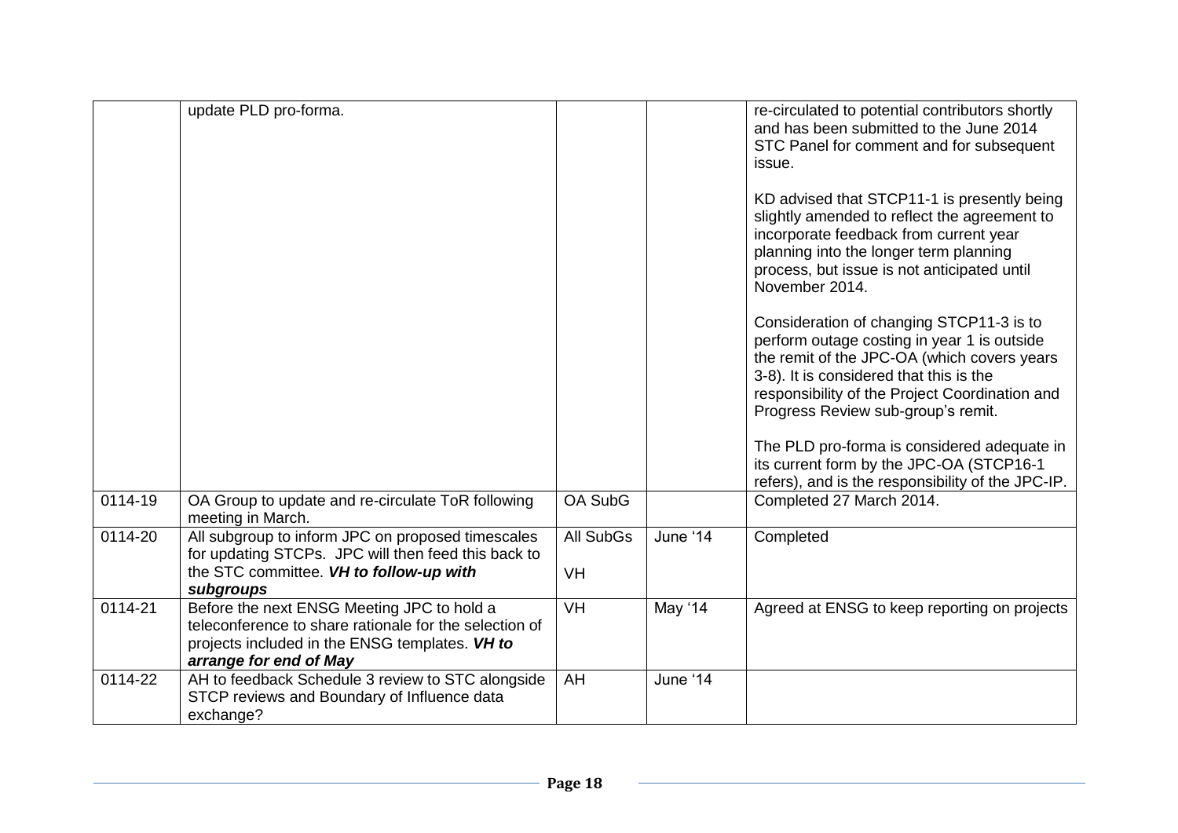|  |  |  |  |  |
|---|---|---|---|---|
|  | update PLD pro-forma. |  |  | re-circulated to potential contributors shortly and has been submitted to the June 2014 STC Panel for comment and for subsequent issue.<br><br>KD advised that STCP11-1 is presently being slightly amended to reflect the agreement to incorporate feedback from current year planning into the longer term planning process, but issue is not anticipated until November 2014.<br><br>Consideration of changing STCP11-3 is to perform outage costing in year 1 is outside the remit of the JPC-OA (which covers years 3-8). It is considered that this is the responsibility of the Project Coordination and Progress Review sub-group's remit.<br><br>The PLD pro-forma is considered adequate in its current form by the JPC-OA (STCP16-1 refers), and is the responsibility of the JPC-IP. |
| 0114-19 | OA Group to update and re-circulate ToR following meeting in March. | OA SubG |  | Completed 27 March 2014. |
| 0114-20 | All subgroup to inform JPC on proposed timescales for updating STCPs. JPC will then feed this back to the STC committee. ***VH to follow-up with subgroups*** | All SubGs<br><br>VH | June '14 | Completed |
| 0114-21 | Before the next ENSG Meeting JPC to hold a teleconference to share rationale for the selection of projects included in the ENSG templates. ***VH to arrange for end of May*** | VH | May '14 | Agreed at ENSG to keep reporting on projects |
| 0114-22 | AH to feedback Schedule 3 review to STC alongside STCP reviews and Boundary of Influence data exchange? | AH | June '14 |  |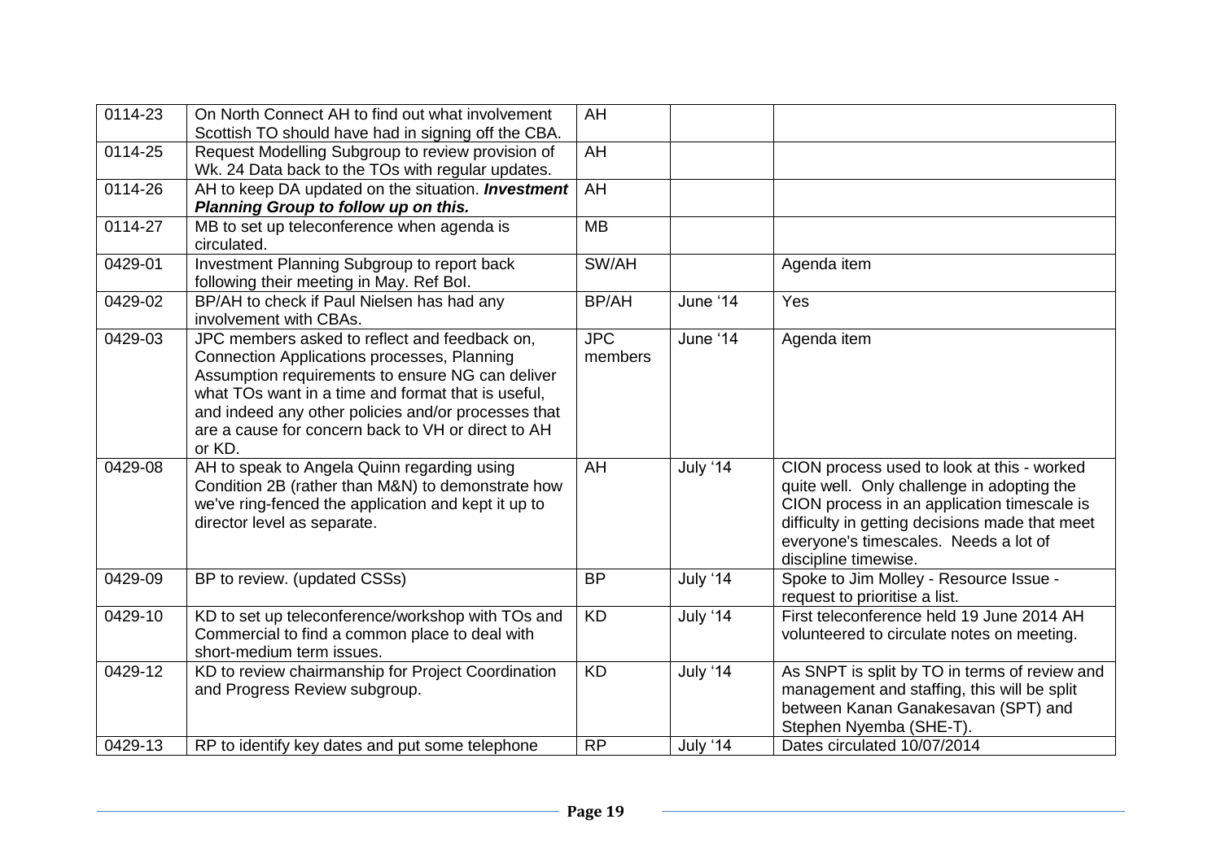| | | | | |
|---|---|---|---|---|
| 0114-23 | On North Connect AH to find out what involvement Scottish TO should have had in signing off the CBA. | AH | | |
| 0114-25 | Request Modelling Subgroup to review provision of Wk. 24 Data back to the TOs with regular updates. | AH | | |
| 0114-26 | AH to keep DA updated on the situation. ***Investment Planning Group to follow up on this.*** | AH | | |
| 0114-27 | MB to set up teleconference when agenda is circulated. | MB | | |
| 0429-01 | Investment Planning Subgroup to report back following their meeting in May. Ref BoI. | SW/AH | | Agenda item |
| 0429-02 | BP/AH to check if Paul Nielsen has had any involvement with CBAs. | BP/AH | June '14 | Yes |
| 0429-03 | JPC members asked to reflect and feedback on, Connection Applications processes, Planning Assumption requirements to ensure NG can deliver what TOs want in a time and format that is useful, and indeed any other policies and/or processes that are a cause for concern back to VH or direct to AH or KD. | JPC members | June '14 | Agenda item |
| 0429-08 | AH to speak to Angela Quinn regarding using Condition 2B (rather than M&N) to demonstrate how we've ring-fenced the application and kept it up to director level as separate. | AH | July '14 | CION process used to look at this - worked quite well. Only challenge in adopting the CION process in an application timescale is difficulty in getting decisions made that meet everyone's timescales. Needs a lot of discipline timewise. |
| 0429-09 | BP to review. (updated CSSs) | BP | July '14 | Spoke to Jim Molley - Resource Issue - request to prioritise a list. |
| 0429-10 | KD to set up teleconference/workshop with TOs and Commercial to find a common place to deal with short-medium term issues. | KD | July '14 | First teleconference held 19 June 2014 AH volunteered to circulate notes on meeting. |
| 0429-12 | KD to review chairmanship for Project Coordination and Progress Review subgroup. | KD | July '14 | As SNPT is split by TO in terms of review and management and staffing, this will be split between Kanan Ganakesavan (SPT) and Stephen Nyemba (SHE-T). |
| 0429-13 | RP to identify key dates and put some telephone | RP | July '14 | Dates circulated 10/07/2014 |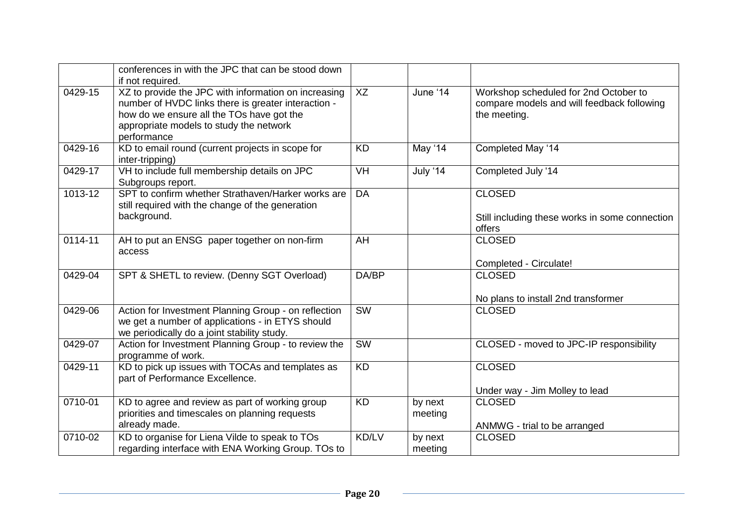| | | | | |
|---|---|---|---|---|
| | conferences in with the JPC that can be stood down if not required. | | | |
| 0429-15 | XZ to provide the JPC with information on increasing number of HVDC links there is greater interaction - how do we ensure all the TOs have got the appropriate models to study the network performance | XZ | June '14 | Workshop scheduled for 2nd October to compare models and will feedback following the meeting. |
| 0429-16 | KD to email round (current projects in scope for inter-tripping) | KD | May '14 | Completed May '14 |
| 0429-17 | VH to include full membership details on JPC Subgroups report. | VH | July '14 | Completed July '14 |
| 1013-12 | SPT to confirm whether Strathaven/Harker works are still required with the change of the generation background. | DA | | CLOSED<br><br>Still including these works in some connection offers |
| 0114-11 | AH to put an ENSG paper together on non-firm access | AH | | CLOSED<br><br>Completed - Circulate! |
| 0429-04 | SPT & SHETL to review. (Denny SGT Overload) | DA/BP | | CLOSED<br><br>No plans to install 2nd transformer |
| 0429-06 | Action for Investment Planning Group - on reflection we get a number of applications - in ETYS should we periodically do a joint stability study. | SW | | CLOSED |
| 0429-07 | Action for Investment Planning Group - to review the programme of work. | SW | | CLOSED - moved to JPC-IP responsibility |
| 0429-11 | KD to pick up issues with TOCAs and templates as part of Performance Excellence. | KD | | CLOSED<br><br>Under way - Jim Molley to lead |
| 0710-01 | KD to agree and review as part of working group priorities and timescales on planning requests already made. | KD | by next meeting | CLOSED<br><br>ANMWG - trial to be arranged |
| 0710-02 | KD to organise for Liena Vilde to speak to TOs regarding interface with ENA Working Group. TOs to | KD/LV | by next meeting | CLOSED |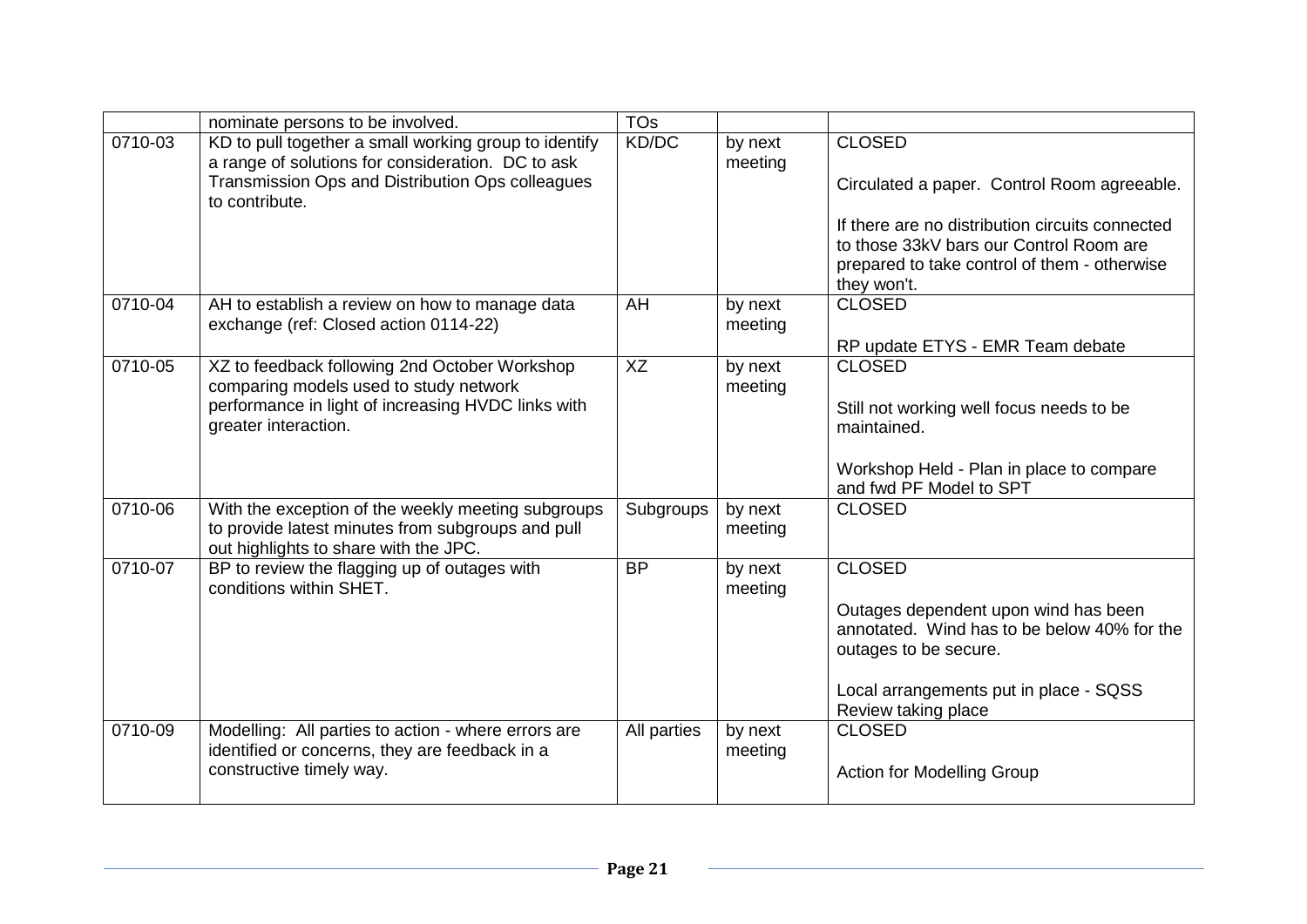|  | nominate persons to be involved. | TOs |  |  |
|---|---|---|---|---|
| 0710-03 | KD to pull together a small working group to identify a range of solutions for consideration. DC to ask Transmission Ops and Distribution Ops colleagues to contribute. | KD/DC | by next meeting | CLOSED<br><br>Circulated a paper. Control Room agreeable.<br><br>If there are no distribution circuits connected to those 33kV bars our Control Room are prepared to take control of them - otherwise they won't. |
| 0710-04 | AH to establish a review on how to manage data exchange (ref: Closed action 0114-22) | AH | by next meeting | CLOSED<br><br>RP update ETYS - EMR Team debate |
| 0710-05 | XZ to feedback following 2nd October Workshop comparing models used to study network performance in light of increasing HVDC links with greater interaction. | XZ | by next meeting | CLOSED<br><br>Still not working well focus needs to be maintained.<br><br>Workshop Held - Plan in place to compare and fwd PF Model to SPT |
| 0710-06 | With the exception of the weekly meeting subgroups to provide latest minutes from subgroups and pull out highlights to share with the JPC. | Subgroups | by next meeting | CLOSED |
| 0710-07 | BP to review the flagging up of outages with conditions within SHET. | BP | by next meeting | CLOSED<br><br>Outages dependent upon wind has been annotated. Wind has to be below 40% for the outages to be secure.<br><br>Local arrangements put in place - SQSS Review taking place |
| 0710-09 | Modelling: All parties to action - where errors are identified or concerns, they are feedback in a constructive timely way. | All parties | by next meeting | CLOSED<br><br>Action for Modelling Group |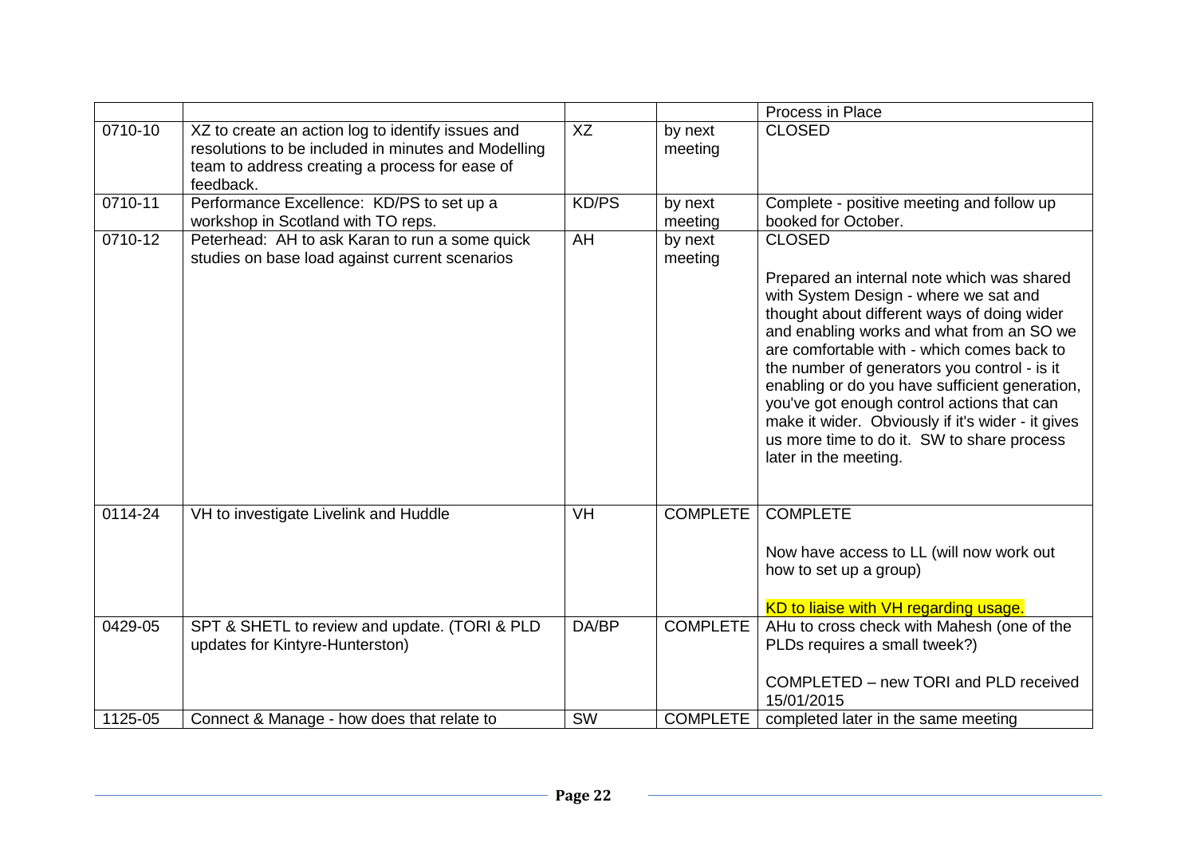|  |  |  |  | Process in Place |
|---|---|---|---|---|
| 0710-10 | XZ to create an action log to identify issues and resolutions to be included in minutes and Modelling team to address creating a process for ease of feedback. | XZ | by next meeting | CLOSED |
| 0710-11 | Performance Excellence: KD/PS to set up a workshop in Scotland with TO reps. | KD/PS | by next meeting | Complete - positive meeting and follow up booked for October. |
| 0710-12 | Peterhead: AH to ask Karan to run a some quick studies on base load against current scenarios | AH | by next meeting | CLOSED<br><br>Prepared an internal note which was shared with System Design - where we sat and thought about different ways of doing wider and enabling works and what from an SO we are comfortable with - which comes back to the number of generators you control - is it enabling or do you have sufficient generation, you've got enough control actions that can make it wider. Obviously if it's wider - it gives us more time to do it. SW to share process later in the meeting. |
| 0114-24 | VH to investigate Livelink and Huddle | VH | COMPLETE | COMPLETE<br><br>Now have access to LL (will now work out how to set up a group)<br><br>KD to liaise with VH regarding usage. |
| 0429-05 | SPT & SHETL to review and update. (TORI & PLD updates for Kintyre-Hunterston) | DA/BP | COMPLETE | AHu to cross check with Mahesh (one of the PLDs requires a small tweek?)<br><br>COMPLETED – new TORI and PLD received 15/01/2015 |
| 1125-05 | Connect & Manage - how does that relate to | SW | COMPLETE | completed later in the same meeting |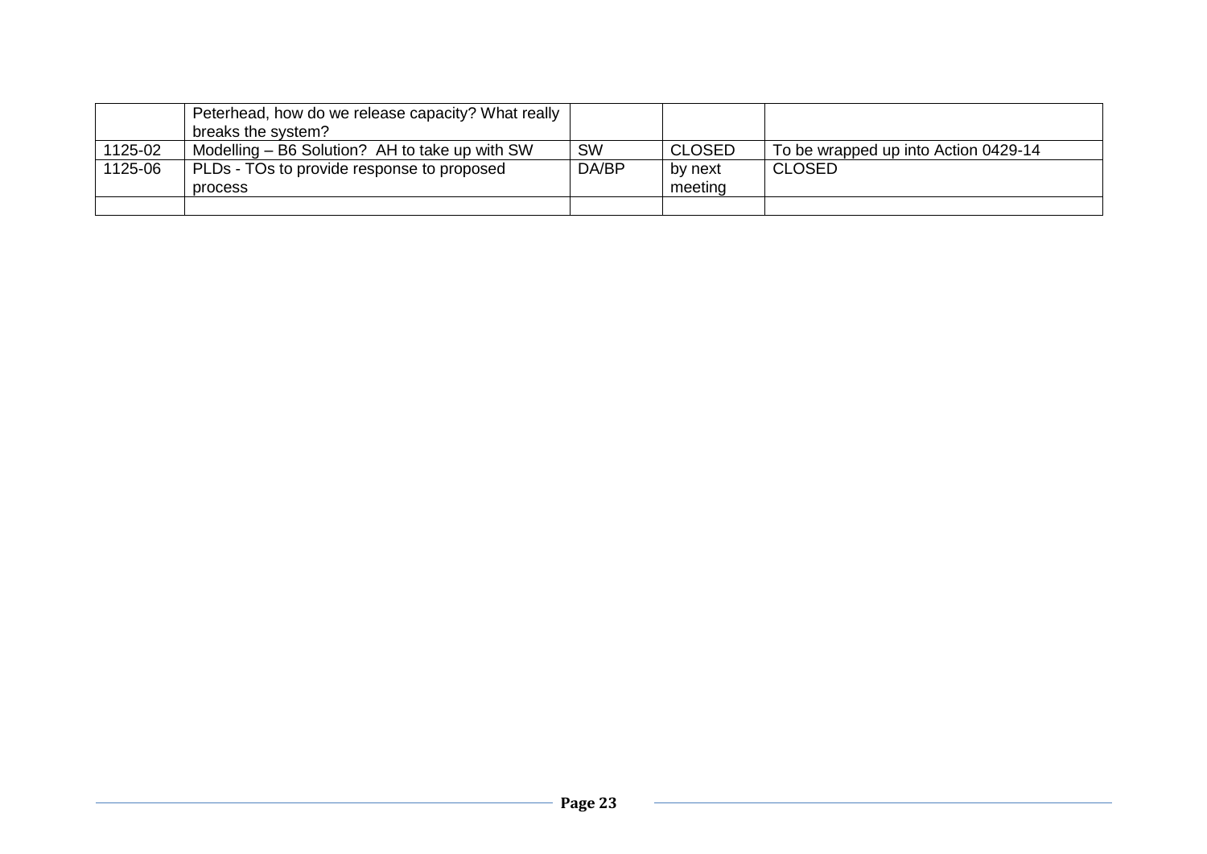| | | | | |
|---|---|---|---|---|
| | Peterhead, how do we release capacity? What really breaks the system? | | | |
| 1125-02 | Modelling – B6 Solution? AH to take up with SW | SW | CLOSED | To be wrapped up into Action 0429-14 |
| 1125-06 | PLDs - TOs to provide response to proposed process | DA/BP | by next meeting | CLOSED |
| | | | | |